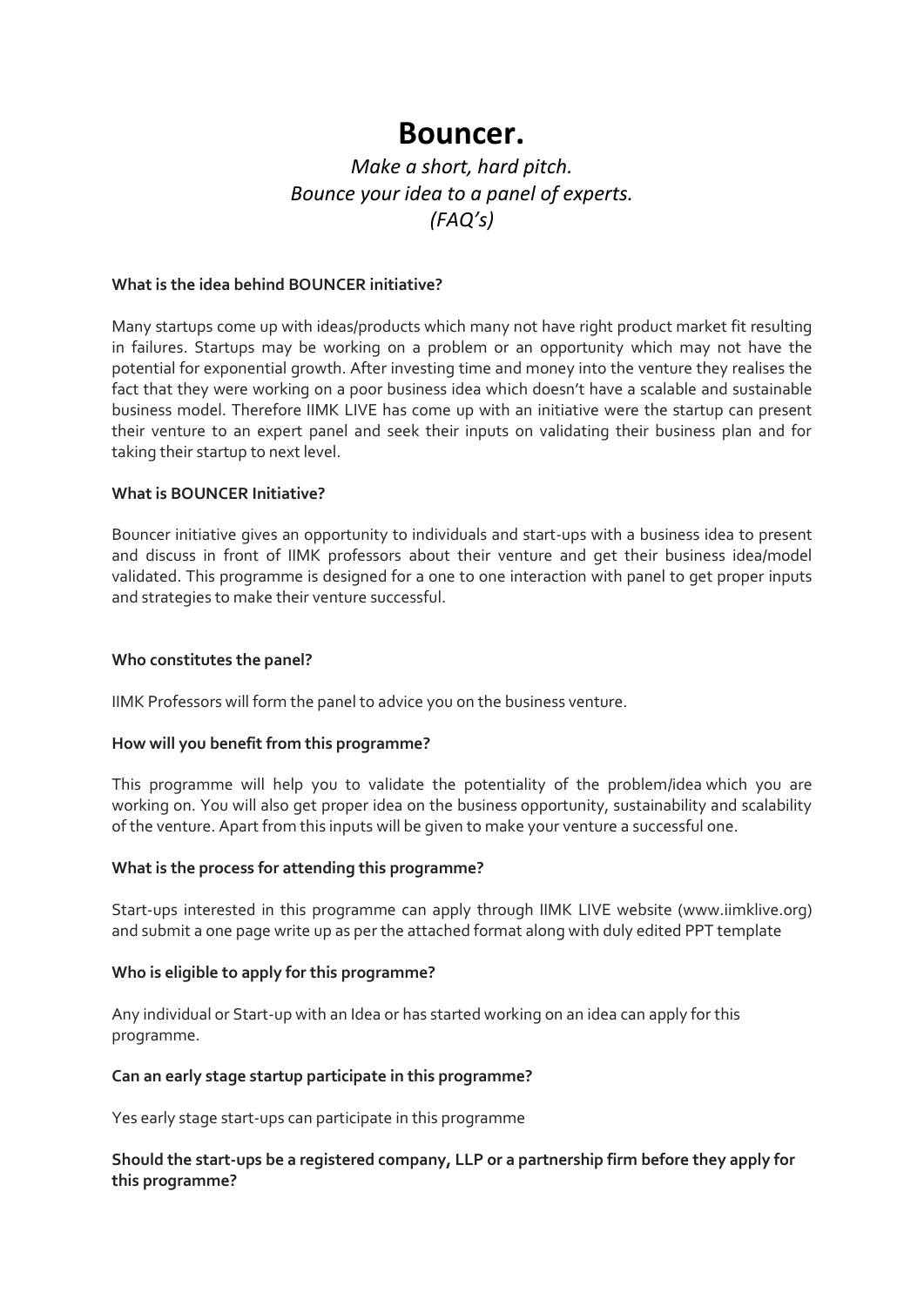# Bouncer.

*Make a short, hard pitch.*
*Bounce your idea to a panel of experts.*
*(FAQ's)*

**What is the idea behind BOUNCER initiative?**

Many startups come up with ideas/products which many not have right product market fit resulting in failures. Startups may be working on a problem or an opportunity which may not have the potential for exponential growth. After investing time and money into the venture they realises the fact that they were working on a poor business idea which doesn't have a scalable and sustainable business model. Therefore IIMK LIVE has come up with an initiative were the startup can present their venture to an expert panel and seek their inputs on validating their business plan and for taking their startup to next level.

**What is BOUNCER Initiative?**

Bouncer initiative gives an opportunity to individuals and start-ups with a business idea to present and discuss in front of IIMK professors about their venture and get their business idea/model validated. This programme is designed for a one to one interaction with panel to get proper inputs and strategies to make their venture successful.

**Who constitutes the panel?**

IIMK Professors will form the panel to advice you on the business venture.

**How will you benefit from this programme?**

This programme will help you to validate the potentiality of the problem/idea which you are working on. You will also get proper idea on the business opportunity, sustainability and scalability of the venture. Apart from this inputs will be given to make your venture a successful one.

**What is the process for attending this programme?**

Start-ups interested in this programme can apply through IIMK LIVE website (www.iimklive.org) and submit a one page write up as per the attached format along with duly edited PPT template

**Who is eligible to apply for this programme?**

Any individual or Start-up with an Idea or has started working on an idea can apply for this programme.

**Can an early stage startup participate in this programme?**

Yes early stage start-ups can participate in this programme

**Should the start-ups be a registered company, LLP or a partnership firm before they apply for this programme?**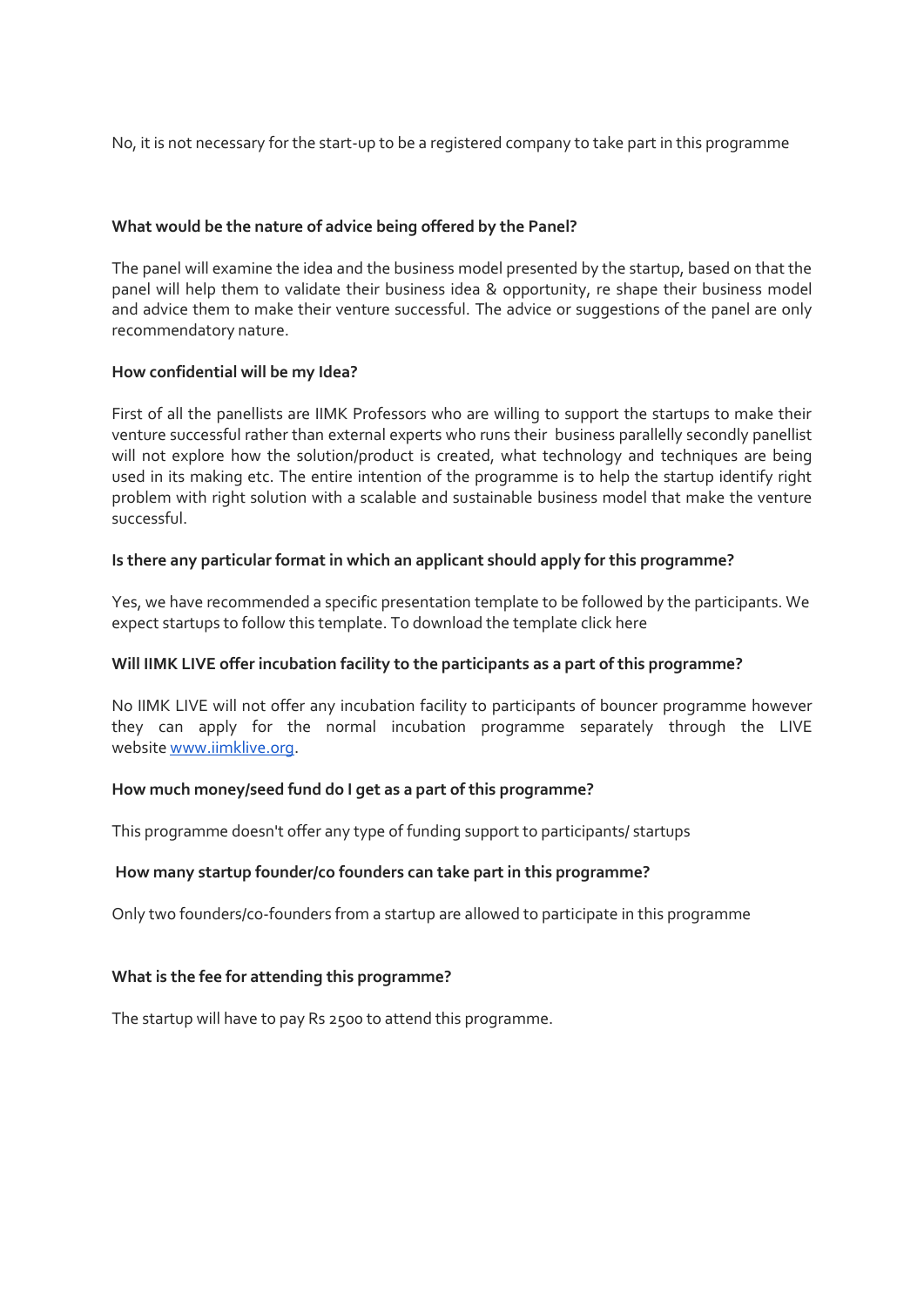No, it is not necessary for the start-up to be a registered company to take part in this programme

**What would be the nature of advice being offered by the Panel?**

The panel will examine the idea and the business model presented by the startup, based on that the panel will help them to validate their business idea & opportunity, re shape their business model and advice them to make their venture successful. The advice or suggestions of the panel are only recommendatory nature.

**How confidential will be my Idea?**

First of all the panellists are IIMK Professors who are willing to support the startups to make their venture successful rather than external experts who runs their business parallelly secondly panellist will not explore how the solution/product is created, what technology and techniques are being used in its making etc. The entire intention of the programme is to help the startup identify right problem with right solution with a scalable and sustainable business model that make the venture successful.

**Is there any particular format in which an applicant should apply for this programme?**

Yes, we have recommended a specific presentation template to be followed by the participants. We expect startups to follow this template. To download the template click here

**Will IIMK LIVE offer incubation facility to the participants as a part of this programme?**

No IIMK LIVE will not offer any incubation facility to participants of bouncer programme however they can apply for the normal incubation programme separately through the LIVE website [www.iimklive.org](http://www.iimklive.org).

**How much money/seed fund do I get as a part of this programme?**

This programme doesn't offer any type of funding support to participants/ startups

**How many startup founder/co founders can take part in this programme?**

Only two founders/co-founders from a startup are allowed to participate in this programme

**What is the fee for attending this programme?**

The startup will have to pay Rs 2500 to attend this programme.